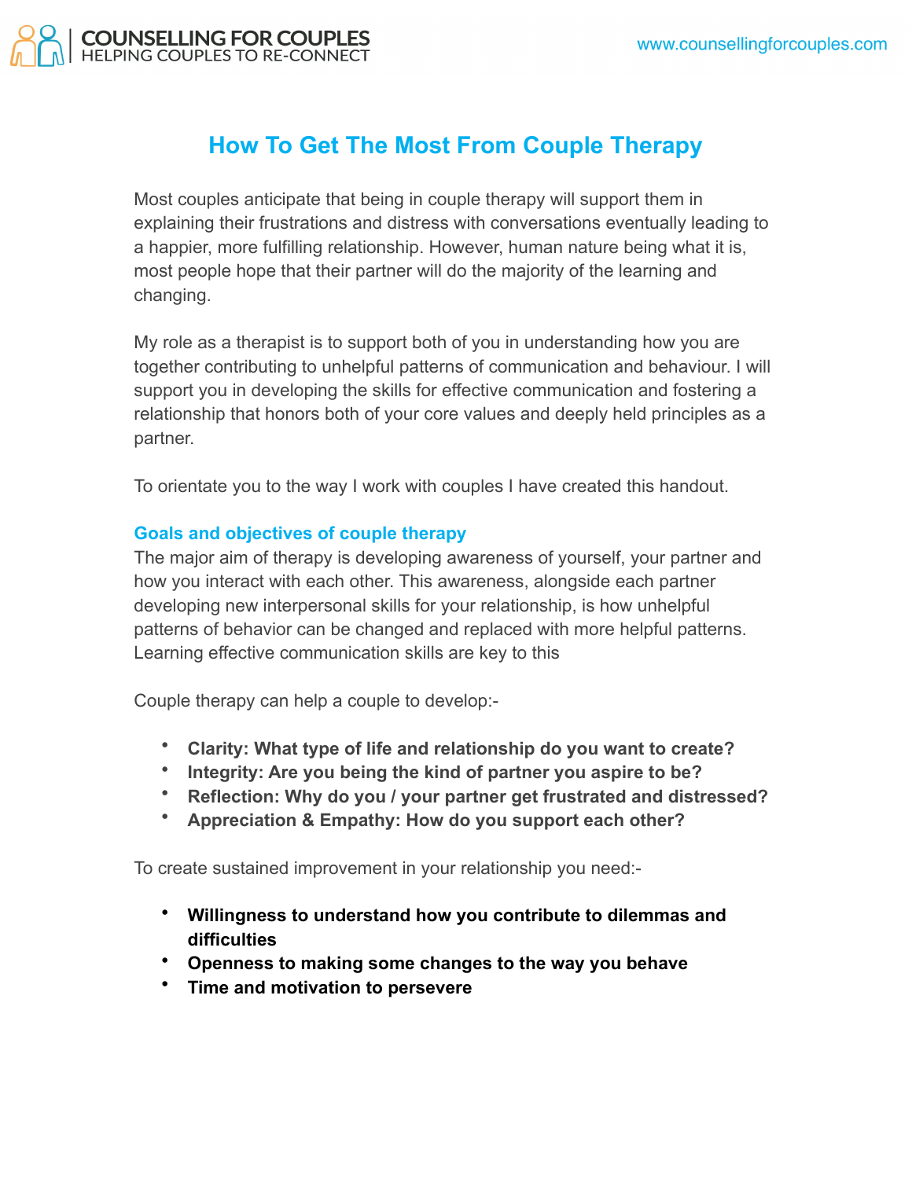# How To Get The Most From Couple Therapy

Most couples anticipate that being in couple therapy will support them in explaining their frustrations and distress with conversations eventually leading to a happier, more fulfilling relationship. However, human nature being what it is, most people hope that their partner will do the majority of the learning and changing.

My role as a therapist is to support both of you in understanding how you are together contributing to unhelpful patterns of communication and behaviour. I will support you in developing the skills for effective communication and fostering a relationship that honors both of your core values and deeply held principles as a partner.

To orientate you to the way I work with couples I have created this handout.

## Goals and objectives of couple therapy

The major aim of therapy is developing awareness of yourself, your partner and how you interact with each other. This awareness, alongside each partner developing new interpersonal skills for your relationship, is how unhelpful patterns of behavior can be changed and replaced with more helpful patterns. Learning effective communication skills are key to this

Couple therapy can help a couple to develop:-

- **Clarity: What type of life and relationship do you want to create?**
- **Integrity: Are you being the kind of partner you aspire to be?**
- **Reflection: Why do you / your partner get frustrated and distressed?**
- **Appreciation & Empathy: How do you support each other?**

To create sustained improvement in your relationship you need:-

- **Willingness to understand how you contribute to dilemmas and difficulties**
- **Openness to making some changes to the way you behave**
- **Time and motivation to persevere**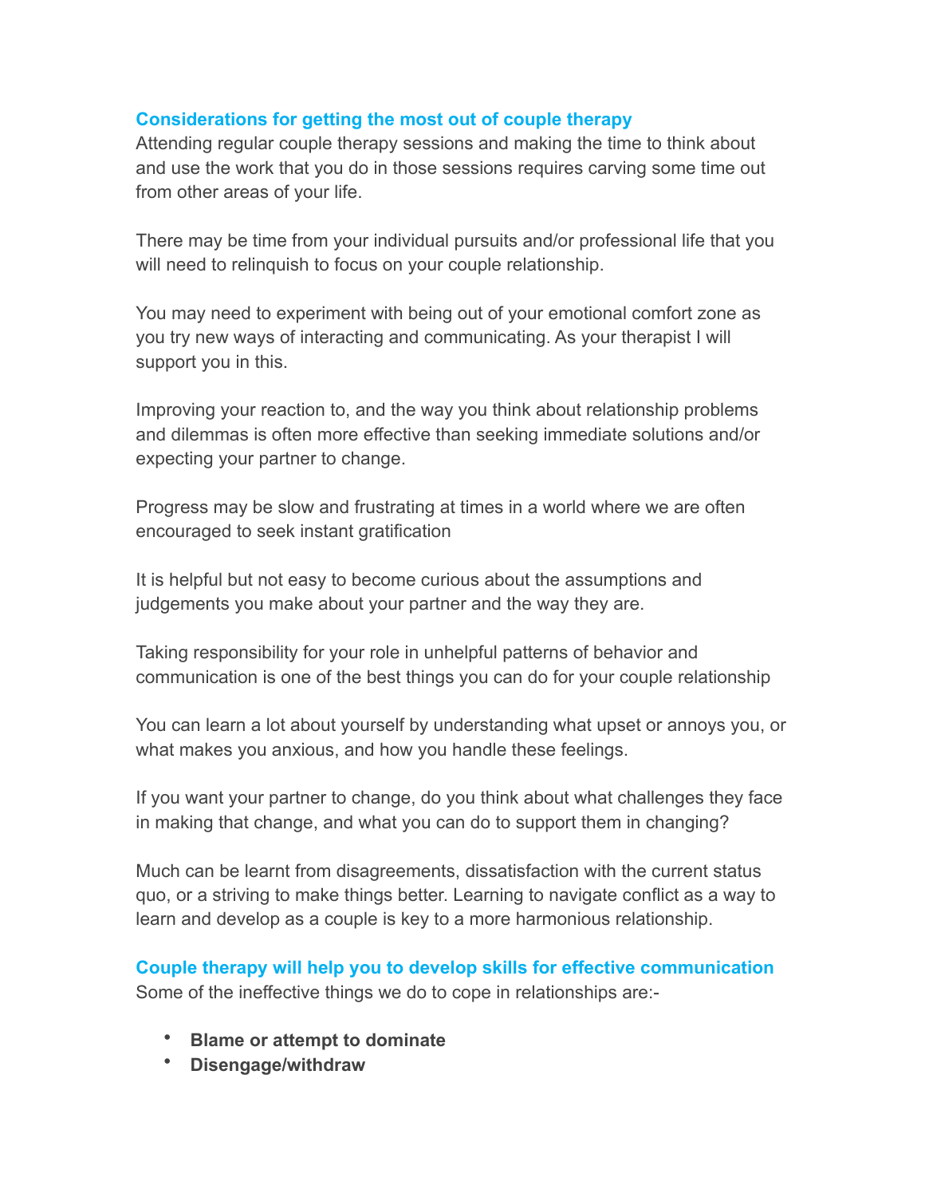## Considerations for getting the most out of couple therapy

Attending regular couple therapy sessions and making the time to think about and use the work that you do in those sessions requires carving some time out from other areas of your life.

There may be time from your individual pursuits and/or professional life that you will need to relinquish to focus on your couple relationship.

You may need to experiment with being out of your emotional comfort zone as you try new ways of interacting and communicating. As your therapist I will support you in this.

Improving your reaction to, and the way you think about relationship problems and dilemmas is often more effective than seeking immediate solutions and/or expecting your partner to change.

Progress may be slow and frustrating at times in a world where we are often encouraged to seek instant gratification

It is helpful but not easy to become curious about the assumptions and judgements you make about your partner and the way they are.

Taking responsibility for your role in unhelpful patterns of behavior and communication is one of the best things you can do for your couple relationship

You can learn a lot about yourself by understanding what upset or annoys you, or what makes you anxious, and how you handle these feelings.

If you want your partner to change, do you think about what challenges they face in making that change, and what you can do to support them in changing?

Much can be learnt from disagreements, dissatisfaction with the current status quo, or a striving to make things better. Learning to navigate conflict as a way to learn and develop as a couple is key to a more harmonious relationship.

## Couple therapy will help you to develop skills for effective communication

Some of the ineffective things we do to cope in relationships are:-

- **Blame or attempt to dominate**
- **Disengage/withdraw**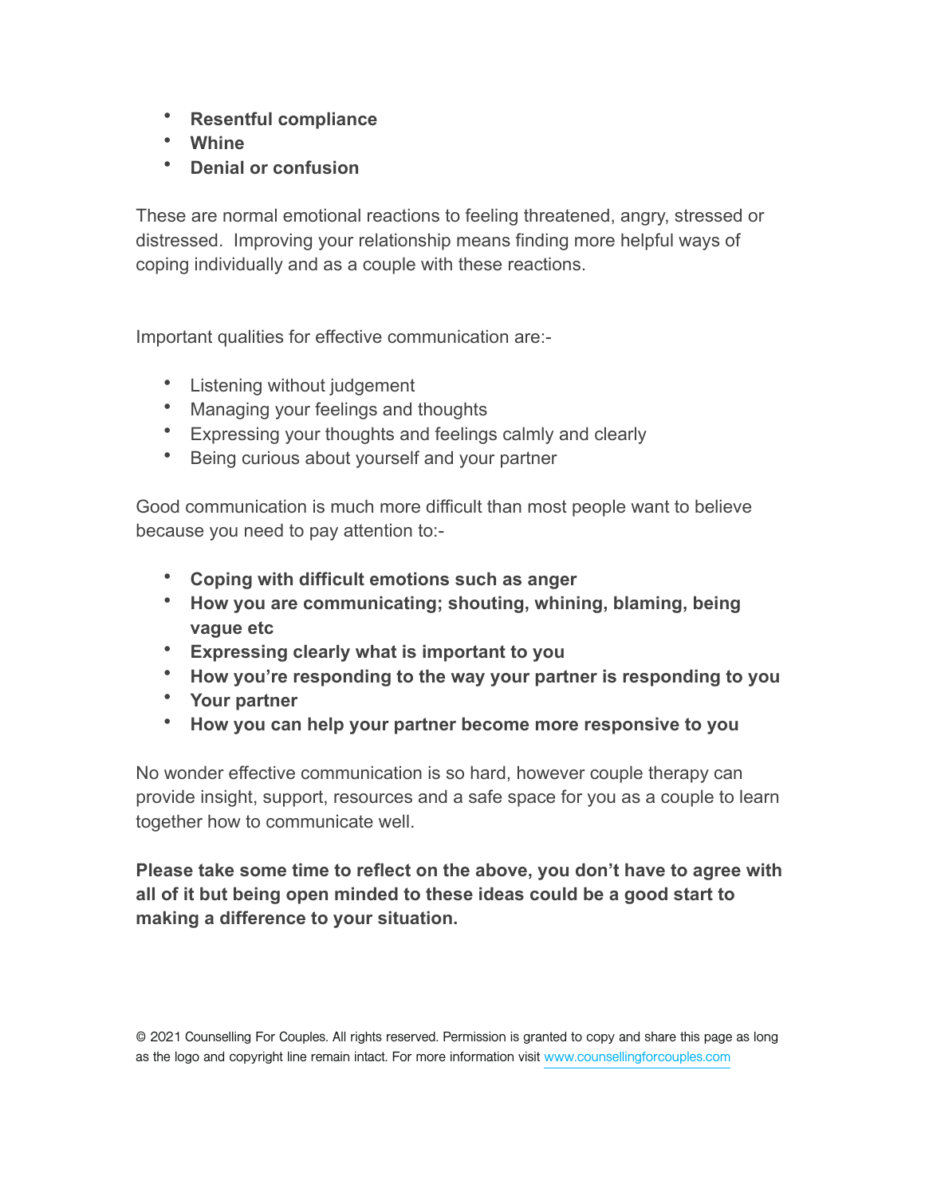- **Resentful compliance**
- **Whine**
- **Denial or confusion**

These are normal emotional reactions to feeling threatened, angry, stressed or distressed. Improving your relationship means finding more helpful ways of coping individually and as a couple with these reactions.

Important qualities for effective communication are:-

- Listening without judgement
- Managing your feelings and thoughts
- Expressing your thoughts and feelings calmly and clearly
- Being curious about yourself and your partner

Good communication is much more difficult than most people want to believe because you need to pay attention to:-

- **Coping with difficult emotions such as anger**
- **How you are communicating; shouting, whining, blaming, being vague etc**
- **Expressing clearly what is important to you**
- **How you're responding to the way your partner is responding to you**
- **Your partner**
- **How you can help your partner become more responsive to you**

No wonder effective communication is so hard, however couple therapy can provide insight, support, resources and a safe space for you as a couple to learn together how to communicate well.

**Please take some time to reflect on the above, you don't have to agree with all of it but being open minded to these ideas could be a good start to making a difference to your situation.**

© 2021 Counselling For Couples. All rights reserved. Permission is granted to copy and share this page as long as the logo and copyright line remain intact. For more information visit www.counsellingforcouples.com